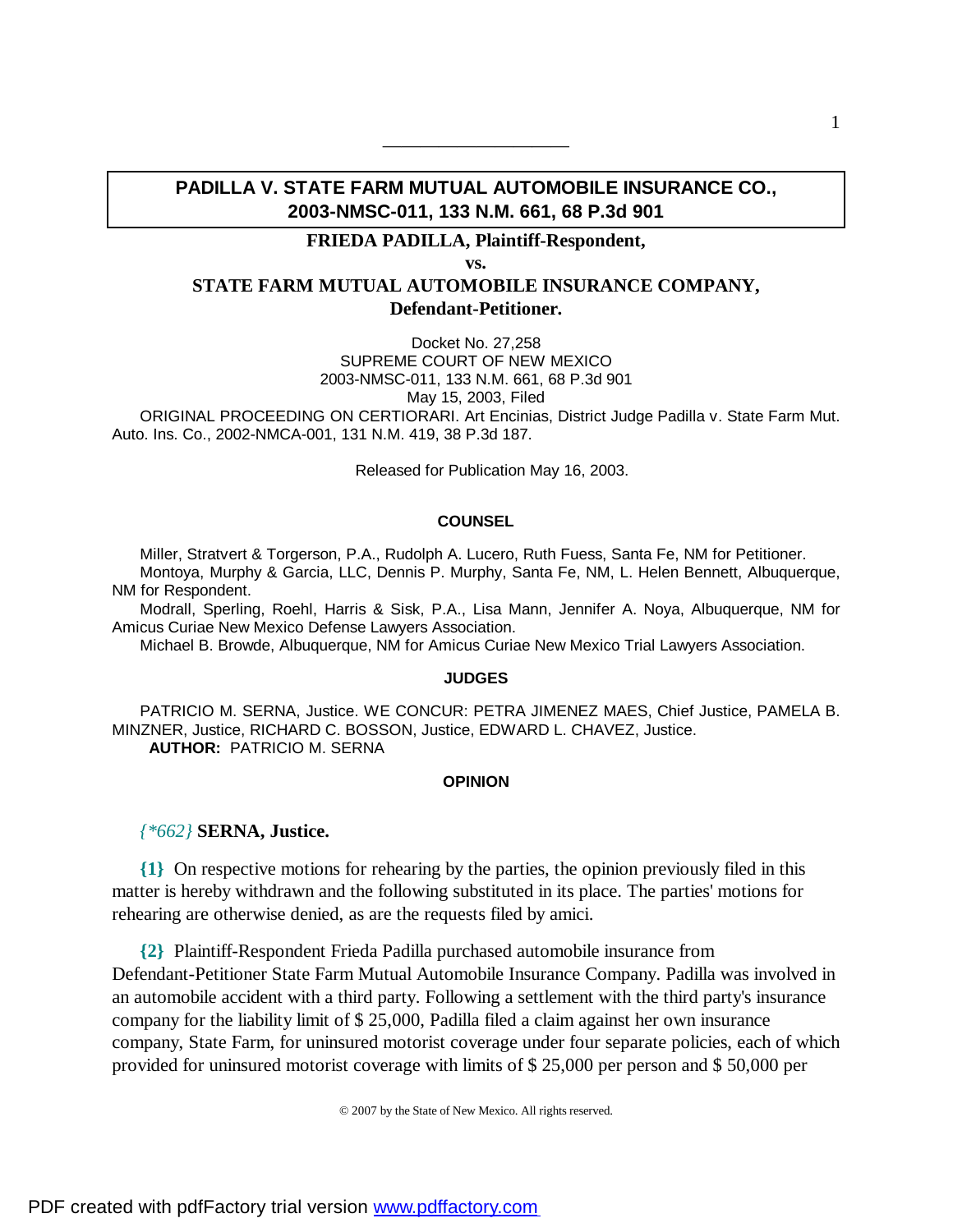# PADILLA V. STATE FARM MUTUAL AUTOMOBILE INSURANCE CO., 2003-NMSC-011, 133 N.M. 661, 68 P.3d 901

**FRIEDA PADILLA, Plaintiff-Respondent,**

**vs.**

**STATE FARM MUTUAL AUTOMOBILE INSURANCE COMPANY, Defendant-Petitioner.**

Docket No. 27,258
SUPREME COURT OF NEW MEXICO
2003-NMSC-011, 133 N.M. 661, 68 P.3d 901
May 15, 2003, Filed

ORIGINAL PROCEEDING ON CERTIORARI. Art Encinias, District Judge Padilla v. State Farm Mut. Auto. Ins. Co., 2002-NMCA-001, 131 N.M. 419, 38 P.3d 187.

Released for Publication May 16, 2003.

## COUNSEL

Miller, Stratvert & Torgerson, P.A., Rudolph A. Lucero, Ruth Fuess, Santa Fe, NM for Petitioner.

Montoya, Murphy & Garcia, LLC, Dennis P. Murphy, Santa Fe, NM, L. Helen Bennett, Albuquerque, NM for Respondent.

Modrall, Sperling, Roehl, Harris & Sisk, P.A., Lisa Mann, Jennifer A. Noya, Albuquerque, NM for Amicus Curiae New Mexico Defense Lawyers Association.

Michael B. Browde, Albuquerque, NM for Amicus Curiae New Mexico Trial Lawyers Association.

## JUDGES

PATRICIO M. SERNA, Justice. WE CONCUR: PETRA JIMENEZ MAES, Chief Justice, PAMELA B. MINZNER, Justice, RICHARD C. BOSSON, Justice, EDWARD L. CHAVEZ, Justice.

**AUTHOR:** PATRICIO M. SERNA

## OPINION

*{*662}* **SERNA, Justice.**

**{1}** On respective motions for rehearing by the parties, the opinion previously filed in this matter is hereby withdrawn and the following substituted in its place. The parties' motions for rehearing are otherwise denied, as are the requests filed by amici.

**{2}** Plaintiff-Respondent Frieda Padilla purchased automobile insurance from Defendant-Petitioner State Farm Mutual Automobile Insurance Company. Padilla was involved in an automobile accident with a third party. Following a settlement with the third party's insurance company for the liability limit of $ 25,000, Padilla filed a claim against her own insurance company, State Farm, for uninsured motorist coverage under four separate policies, each of which provided for uninsured motorist coverage with limits of $ 25,000 per person and $ 50,000 per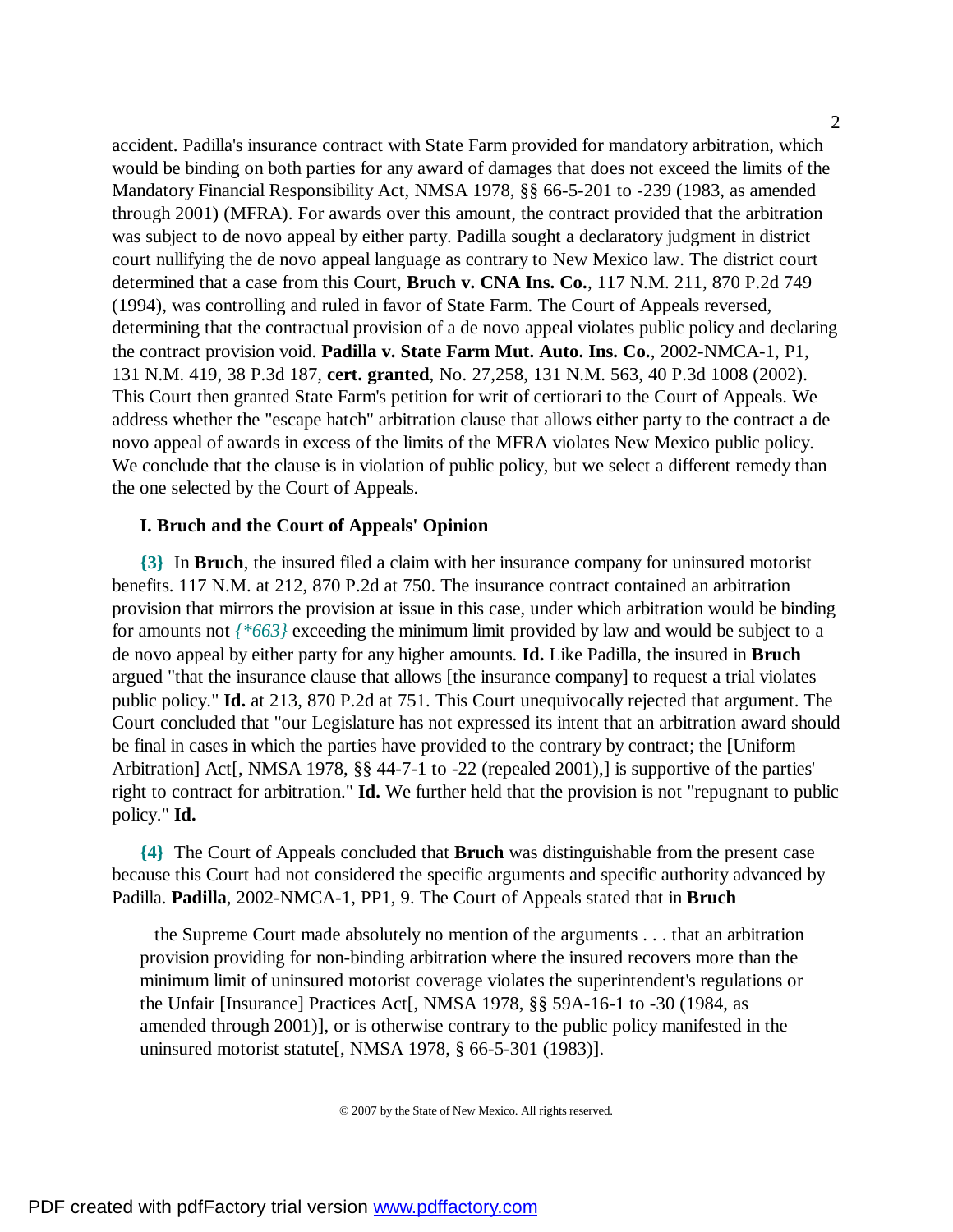accident. Padilla's insurance contract with State Farm provided for mandatory arbitration, which would be binding on both parties for any award of damages that does not exceed the limits of the Mandatory Financial Responsibility Act, NMSA 1978, §§ 66-5-201 to -239 (1983, as amended through 2001) (MFRA). For awards over this amount, the contract provided that the arbitration was subject to de novo appeal by either party. Padilla sought a declaratory judgment in district court nullifying the de novo appeal language as contrary to New Mexico law. The district court determined that a case from this Court, **Bruch v. CNA Ins. Co.**, 117 N.M. 211, 870 P.2d 749 (1994), was controlling and ruled in favor of State Farm. The Court of Appeals reversed, determining that the contractual provision of a de novo appeal violates public policy and declaring the contract provision void. **Padilla v. State Farm Mut. Auto. Ins. Co.**, 2002-NMCA-1, P1, 131 N.M. 419, 38 P.3d 187, **cert. granted**, No. 27,258, 131 N.M. 563, 40 P.3d 1008 (2002). This Court then granted State Farm's petition for writ of certiorari to the Court of Appeals. We address whether the "escape hatch" arbitration clause that allows either party to the contract a de novo appeal of awards in excess of the limits of the MFRA violates New Mexico public policy. We conclude that the clause is in violation of public policy, but we select a different remedy than the one selected by the Court of Appeals.

### I. Bruch and the Court of Appeals' Opinion

**{3}** In **Bruch**, the insured filed a claim with her insurance company for uninsured motorist benefits. 117 N.M. at 212, 870 P.2d at 750. The insurance contract contained an arbitration provision that mirrors the provision at issue in this case, under which arbitration would be binding for amounts not *{*663}* exceeding the minimum limit provided by law and would be subject to a de novo appeal by either party for any higher amounts. **Id.** Like Padilla, the insured in **Bruch** argued "that the insurance clause that allows [the insurance company] to request a trial violates public policy." **Id.** at 213, 870 P.2d at 751. This Court unequivocally rejected that argument. The Court concluded that "our Legislature has not expressed its intent that an arbitration award should be final in cases in which the parties have provided to the contrary by contract; the [Uniform Arbitration] Act[, NMSA 1978, §§ 44-7-1 to -22 (repealed 2001),] is supportive of the parties' right to contract for arbitration." **Id.** We further held that the provision is not "repugnant to public policy." **Id.**

**{4}** The Court of Appeals concluded that **Bruch** was distinguishable from the present case because this Court had not considered the specific arguments and specific authority advanced by Padilla. **Padilla**, 2002-NMCA-1, PP1, 9. The Court of Appeals stated that in **Bruch**

> the Supreme Court made absolutely no mention of the arguments . . . that an arbitration provision providing for non-binding arbitration where the insured recovers more than the minimum limit of uninsured motorist coverage violates the superintendent's regulations or the Unfair [Insurance] Practices Act[, NMSA 1978, §§ 59A-16-1 to -30 (1984, as amended through 2001)], or is otherwise contrary to the public policy manifested in the uninsured motorist statute[, NMSA 1978, § 66-5-301 (1983)].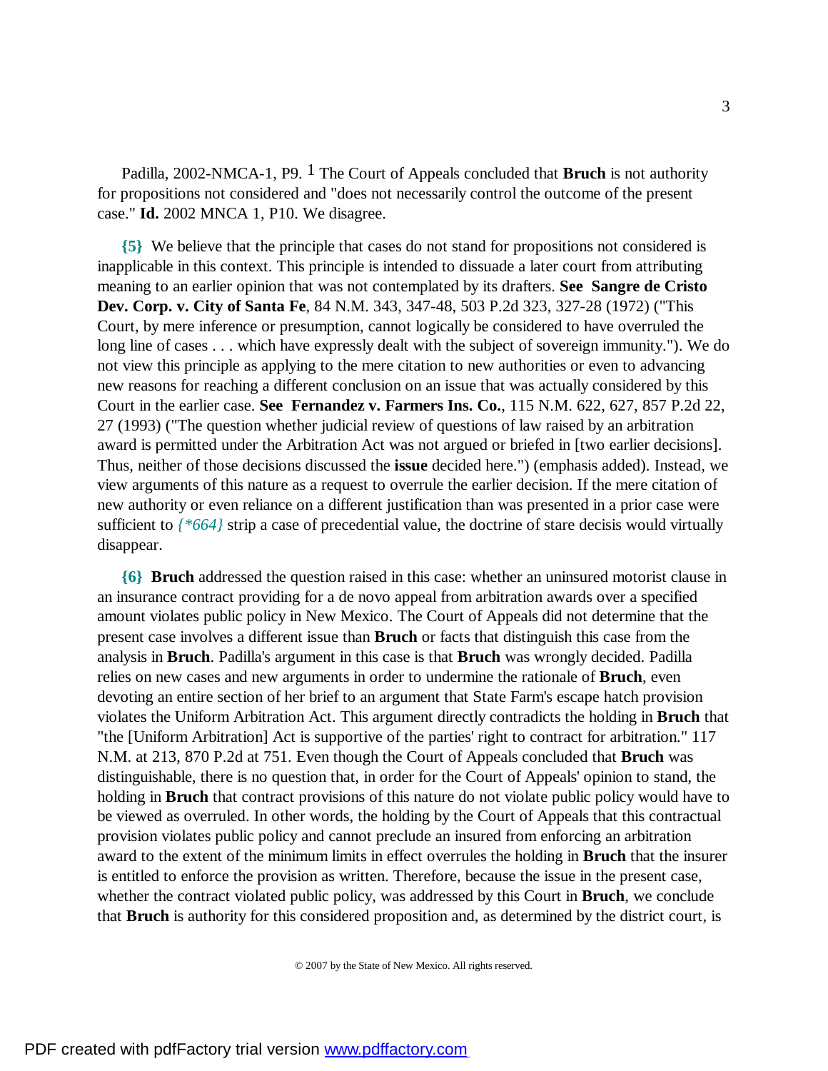Padilla, 2002-NMCA-1, P9. [1] The Court of Appeals concluded that **Bruch** is not authority for propositions not considered and "does not necessarily control the outcome of the present case." **Id.** 2002 MNCA 1, P10. We disagree.

**{5}** We believe that the principle that cases do not stand for propositions not considered is inapplicable in this context. This principle is intended to dissuade a later court from attributing meaning to an earlier opinion that was not contemplated by its drafters. **See Sangre de Cristo Dev. Corp. v. City of Santa Fe**, 84 N.M. 343, 347-48, 503 P.2d 323, 327-28 (1972) ("This Court, by mere inference or presumption, cannot logically be considered to have overruled the long line of cases . . . which have expressly dealt with the subject of sovereign immunity."). We do not view this principle as applying to the mere citation to new authorities or even to advancing new reasons for reaching a different conclusion on an issue that was actually considered by this Court in the earlier case. **See Fernandez v. Farmers Ins. Co.**, 115 N.M. 622, 627, 857 P.2d 22, 27 (1993) ("The question whether judicial review of questions of law raised by an arbitration award is permitted under the Arbitration Act was not argued or briefed in [two earlier decisions]. Thus, neither of those decisions discussed the **issue** decided here.") (emphasis added). Instead, we view arguments of this nature as a request to overrule the earlier decision. If the mere citation of new authority or even reliance on a different justification than was presented in a prior case were sufficient to *{*664}* strip a case of precedential value, the doctrine of stare decisis would virtually disappear.

**{6}** **Bruch** addressed the question raised in this case: whether an uninsured motorist clause in an insurance contract providing for a de novo appeal from arbitration awards over a specified amount violates public policy in New Mexico. The Court of Appeals did not determine that the present case involves a different issue than **Bruch** or facts that distinguish this case from the analysis in **Bruch**. Padilla's argument in this case is that **Bruch** was wrongly decided. Padilla relies on new cases and new arguments in order to undermine the rationale of **Bruch**, even devoting an entire section of her brief to an argument that State Farm's escape hatch provision violates the Uniform Arbitration Act. This argument directly contradicts the holding in **Bruch** that "the [Uniform Arbitration] Act is supportive of the parties' right to contract for arbitration." 117 N.M. at 213, 870 P.2d at 751. Even though the Court of Appeals concluded that **Bruch** was distinguishable, there is no question that, in order for the Court of Appeals' opinion to stand, the holding in **Bruch** that contract provisions of this nature do not violate public policy would have to be viewed as overruled. In other words, the holding by the Court of Appeals that this contractual provision violates public policy and cannot preclude an insured from enforcing an arbitration award to the extent of the minimum limits in effect overrules the holding in **Bruch** that the insurer is entitled to enforce the provision as written. Therefore, because the issue in the present case, whether the contract violated public policy, was addressed by this Court in **Bruch**, we conclude that **Bruch** is authority for this considered proposition and, as determined by the district court, is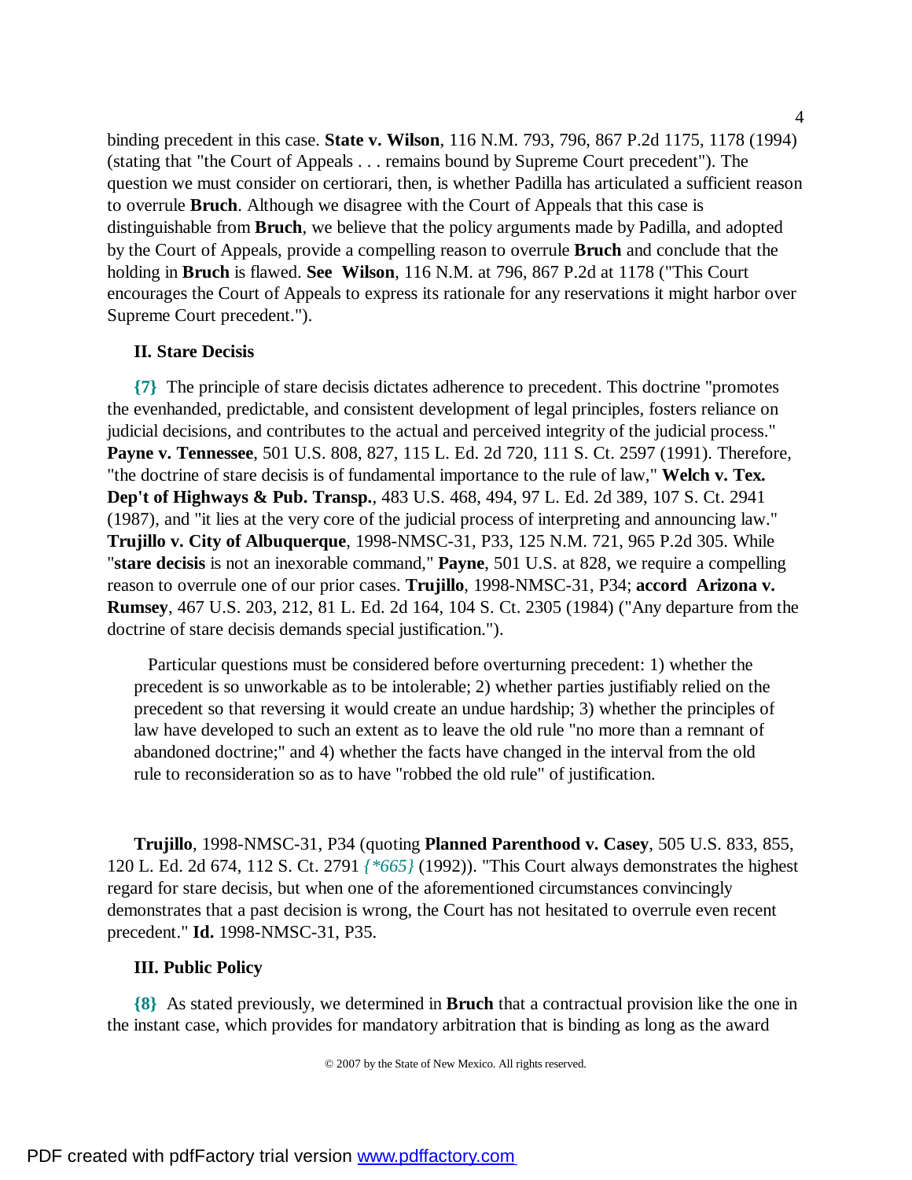binding precedent in this case. **State v. Wilson**, 116 N.M. 793, 796, 867 P.2d 1175, 1178 (1994) (stating that "the Court of Appeals . . . remains bound by Supreme Court precedent"). The question we must consider on certiorari, then, is whether Padilla has articulated a sufficient reason to overrule **Bruch**. Although we disagree with the Court of Appeals that this case is distinguishable from **Bruch**, we believe that the policy arguments made by Padilla, and adopted by the Court of Appeals, provide a compelling reason to overrule **Bruch** and conclude that the holding in **Bruch** is flawed. **See Wilson**, 116 N.M. at 796, 867 P.2d at 1178 ("This Court encourages the Court of Appeals to express its rationale for any reservations it might harbor over Supreme Court precedent.").

### II. Stare Decisis

**{7}** The principle of stare decisis dictates adherence to precedent. This doctrine "promotes the evenhanded, predictable, and consistent development of legal principles, fosters reliance on judicial decisions, and contributes to the actual and perceived integrity of the judicial process." **Payne v. Tennessee**, 501 U.S. 808, 827, 115 L. Ed. 2d 720, 111 S. Ct. 2597 (1991). Therefore, "the doctrine of stare decisis is of fundamental importance to the rule of law," **Welch v. Tex. Dep't of Highways & Pub. Transp.**, 483 U.S. 468, 494, 97 L. Ed. 2d 389, 107 S. Ct. 2941 (1987), and "it lies at the very core of the judicial process of interpreting and announcing law." **Trujillo v. City of Albuquerque**, 1998-NMSC-31, P33, 125 N.M. 721, 965 P.2d 305. While "**stare decisis** is not an inexorable command," **Payne**, 501 U.S. at 828, we require a compelling reason to overrule one of our prior cases. **Trujillo**, 1998-NMSC-31, P34; **accord Arizona v. Rumsey**, 467 U.S. 203, 212, 81 L. Ed. 2d 164, 104 S. Ct. 2305 (1984) ("Any departure from the doctrine of stare decisis demands special justification.").

> Particular questions must be considered before overturning precedent: 1) whether the precedent is so unworkable as to be intolerable; 2) whether parties justifiably relied on the precedent so that reversing it would create an undue hardship; 3) whether the principles of law have developed to such an extent as to leave the old rule "no more than a remnant of abandoned doctrine;" and 4) whether the facts have changed in the interval from the old rule to reconsideration so as to have "robbed the old rule" of justification.

**Trujillo**, 1998-NMSC-31, P34 (quoting **Planned Parenthood v. Casey**, 505 U.S. 833, 855, 120 L. Ed. 2d 674, 112 S. Ct. 2791 *{\*665}* (1992)). "This Court always demonstrates the highest regard for stare decisis, but when one of the aforementioned circumstances convincingly demonstrates that a past decision is wrong, the Court has not hesitated to overrule even recent precedent." **Id.** 1998-NMSC-31, P35.

### III. Public Policy

**{8}** As stated previously, we determined in **Bruch** that a contractual provision like the one in the instant case, which provides for mandatory arbitration that is binding as long as the award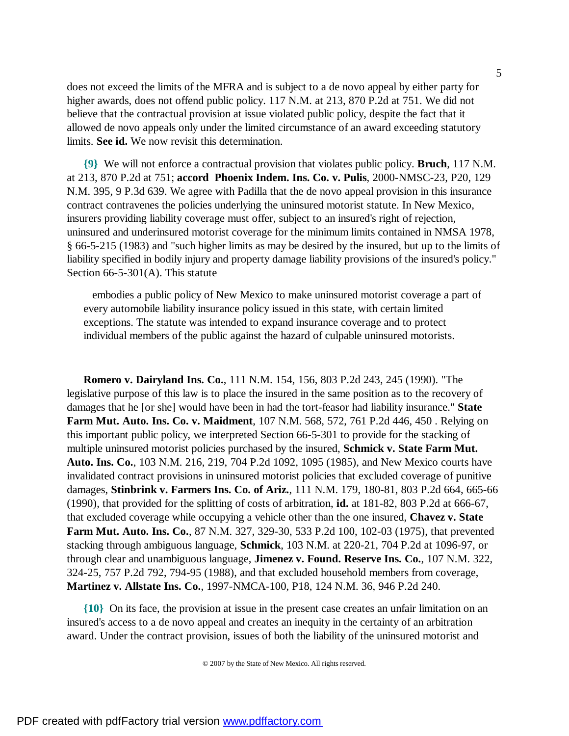does not exceed the limits of the MFRA and is subject to a de novo appeal by either party for higher awards, does not offend public policy. 117 N.M. at 213, 870 P.2d at 751. We did not believe that the contractual provision at issue violated public policy, despite the fact that it allowed de novo appeals only under the limited circumstance of an award exceeding statutory limits. **See id.** We now revisit this determination.

**{9}** We will not enforce a contractual provision that violates public policy. **Bruch**, 117 N.M. at 213, 870 P.2d at 751; **accord Phoenix Indem. Ins. Co. v. Pulis**, 2000-NMSC-23, P20, 129 N.M. 395, 9 P.3d 639. We agree with Padilla that the de novo appeal provision in this insurance contract contravenes the policies underlying the uninsured motorist statute. In New Mexico, insurers providing liability coverage must offer, subject to an insured's right of rejection, uninsured and underinsured motorist coverage for the minimum limits contained in NMSA 1978, § 66-5-215 (1983) and "such higher limits as may be desired by the insured, but up to the limits of liability specified in bodily injury and property damage liability provisions of the insured's policy." Section 66-5-301(A). This statute

> embodies a public policy of New Mexico to make uninsured motorist coverage a part of every automobile liability insurance policy issued in this state, with certain limited exceptions. The statute was intended to expand insurance coverage and to protect individual members of the public against the hazard of culpable uninsured motorists.

**Romero v. Dairyland Ins. Co.**, 111 N.M. 154, 156, 803 P.2d 243, 245 (1990). "The legislative purpose of this law is to place the insured in the same position as to the recovery of damages that he [or she] would have been in had the tort-feasor had liability insurance." **State Farm Mut. Auto. Ins. Co. v. Maidment**, 107 N.M. 568, 572, 761 P.2d 446, 450 . Relying on this important public policy, we interpreted Section 66-5-301 to provide for the stacking of multiple uninsured motorist policies purchased by the insured, **Schmick v. State Farm Mut. Auto. Ins. Co.**, 103 N.M. 216, 219, 704 P.2d 1092, 1095 (1985), and New Mexico courts have invalidated contract provisions in uninsured motorist policies that excluded coverage of punitive damages, **Stinbrink v. Farmers Ins. Co. of Ariz.**, 111 N.M. 179, 180-81, 803 P.2d 664, 665-66 (1990), that provided for the splitting of costs of arbitration, **id.** at 181-82, 803 P.2d at 666-67, that excluded coverage while occupying a vehicle other than the one insured, **Chavez v. State Farm Mut. Auto. Ins. Co.**, 87 N.M. 327, 329-30, 533 P.2d 100, 102-03 (1975), that prevented stacking through ambiguous language, **Schmick**, 103 N.M. at 220-21, 704 P.2d at 1096-97, or through clear and unambiguous language, **Jimenez v. Found. Reserve Ins. Co.**, 107 N.M. 322, 324-25, 757 P.2d 792, 794-95 (1988), and that excluded household members from coverage, **Martinez v. Allstate Ins. Co.**, 1997-NMCA-100, P18, 124 N.M. 36, 946 P.2d 240.

**{10}** On its face, the provision at issue in the present case creates an unfair limitation on an insured's access to a de novo appeal and creates an inequity in the certainty of an arbitration award. Under the contract provision, issues of both the liability of the uninsured motorist and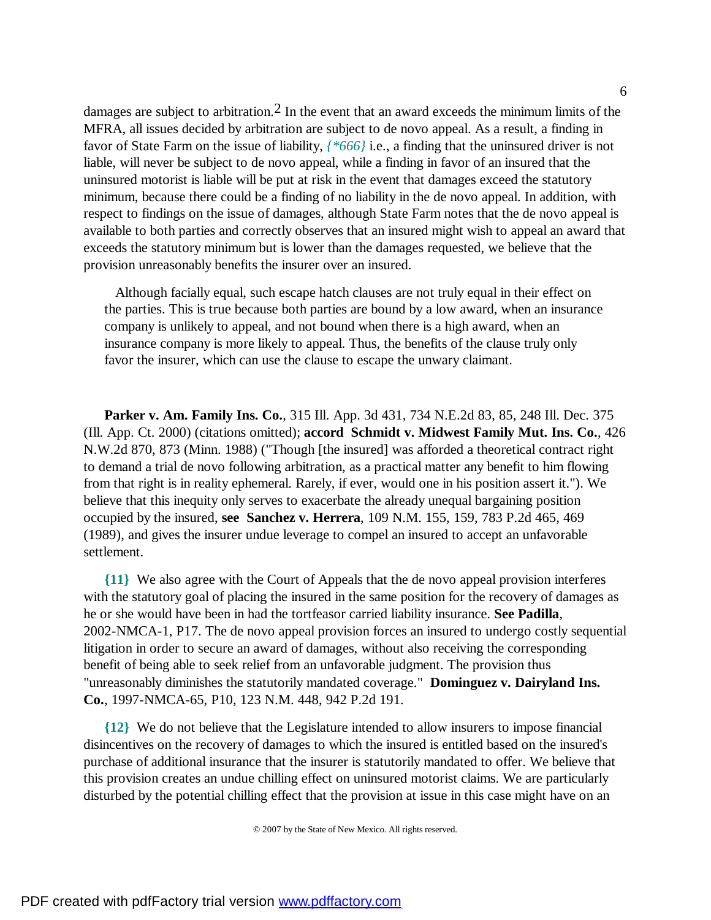damages are subject to arbitration.[2] In the event that an award exceeds the minimum limits of the MFRA, all issues decided by arbitration are subject to de novo appeal. As a result, a finding in favor of State Farm on the issue of liability, *{*666}* i.e., a finding that the uninsured driver is not liable, will never be subject to de novo appeal, while a finding in favor of an insured that the uninsured motorist is liable will be put at risk in the event that damages exceed the statutory minimum, because there could be a finding of no liability in the de novo appeal. In addition, with respect to findings on the issue of damages, although State Farm notes that the de novo appeal is available to both parties and correctly observes that an insured might wish to appeal an award that exceeds the statutory minimum but is lower than the damages requested, we believe that the provision unreasonably benefits the insurer over an insured.

> Although facially equal, such escape hatch clauses are not truly equal in their effect on the parties. This is true because both parties are bound by a low award, when an insurance company is unlikely to appeal, and not bound when there is a high award, when an insurance company is more likely to appeal. Thus, the benefits of the clause truly only favor the insurer, which can use the clause to escape the unwary claimant.

**Parker v. Am. Family Ins. Co.**, 315 Ill. App. 3d 431, 734 N.E.2d 83, 85, 248 Ill. Dec. 375 (Ill. App. Ct. 2000) (citations omitted); **accord Schmidt v. Midwest Family Mut. Ins. Co.**, 426 N.W.2d 870, 873 (Minn. 1988) ("Though [the insured] was afforded a theoretical contract right to demand a trial de novo following arbitration, as a practical matter any benefit to him flowing from that right is in reality ephemeral. Rarely, if ever, would one in his position assert it."). We believe that this inequity only serves to exacerbate the already unequal bargaining position occupied by the insured, **see Sanchez v. Herrera**, 109 N.M. 155, 159, 783 P.2d 465, 469 (1989), and gives the insurer undue leverage to compel an insured to accept an unfavorable settlement.

**{11}** We also agree with the Court of Appeals that the de novo appeal provision interferes with the statutory goal of placing the insured in the same position for the recovery of damages as he or she would have been in had the tortfeasor carried liability insurance. **See Padilla**, 2002-NMCA-1, P17. The de novo appeal provision forces an insured to undergo costly sequential litigation in order to secure an award of damages, without also receiving the corresponding benefit of being able to seek relief from an unfavorable judgment. The provision thus "unreasonably diminishes the statutorily mandated coverage." **Dominguez v. Dairyland Ins. Co.**, 1997-NMCA-65, P10, 123 N.M. 448, 942 P.2d 191.

**{12}** We do not believe that the Legislature intended to allow insurers to impose financial disincentives on the recovery of damages to which the insured is entitled based on the insured's purchase of additional insurance that the insurer is statutorily mandated to offer. We believe that this provision creates an undue chilling effect on uninsured motorist claims. We are particularly disturbed by the potential chilling effect that the provision at issue in this case might have on an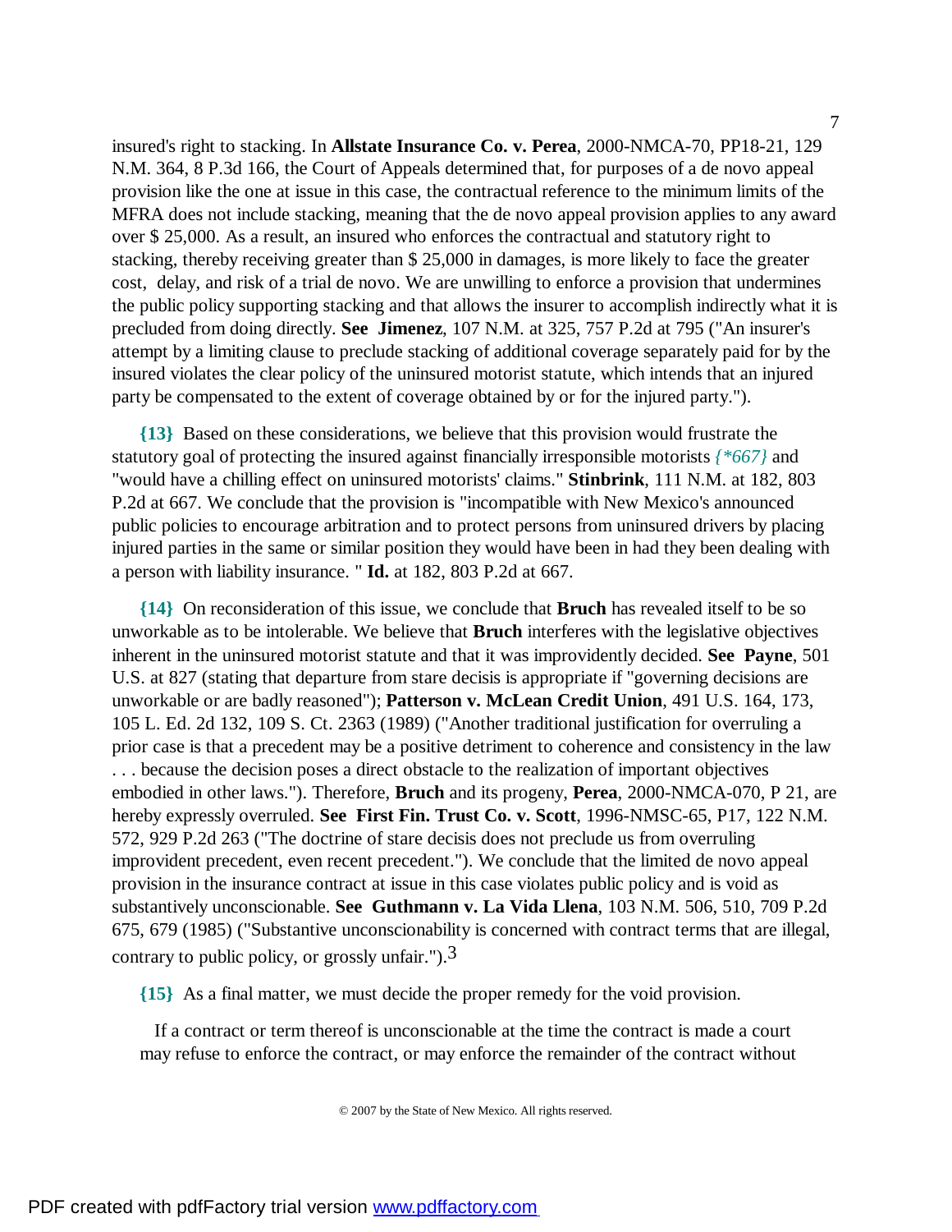insured's right to stacking. In **Allstate Insurance Co. v. Perea**, 2000-NMCA-70, PP18-21, 129 N.M. 364, 8 P.3d 166, the Court of Appeals determined that, for purposes of a de novo appeal provision like the one at issue in this case, the contractual reference to the minimum limits of the MFRA does not include stacking, meaning that the de novo appeal provision applies to any award over $ 25,000. As a result, an insured who enforces the contractual and statutory right to stacking, thereby receiving greater than $ 25,000 in damages, is more likely to face the greater cost, delay, and risk of a trial de novo. We are unwilling to enforce a provision that undermines the public policy supporting stacking and that allows the insurer to accomplish indirectly what it is precluded from doing directly. **See Jimenez**, 107 N.M. at 325, 757 P.2d at 795 ("An insurer's attempt by a limiting clause to preclude stacking of additional coverage separately paid for by the insured violates the clear policy of the uninsured motorist statute, which intends that an injured party be compensated to the extent of coverage obtained by or for the injured party.").

**{13}** Based on these considerations, we believe that this provision would frustrate the statutory goal of protecting the insured against financially irresponsible motorists *{\*667}* and "would have a chilling effect on uninsured motorists' claims." **Stinbrink**, 111 N.M. at 182, 803 P.2d at 667. We conclude that the provision is "incompatible with New Mexico's announced public policies to encourage arbitration and to protect persons from uninsured drivers by placing injured parties in the same or similar position they would have been in had they been dealing with a person with liability insurance. " **Id.** at 182, 803 P.2d at 667.

**{14}** On reconsideration of this issue, we conclude that **Bruch** has revealed itself to be so unworkable as to be intolerable. We believe that **Bruch** interferes with the legislative objectives inherent in the uninsured motorist statute and that it was improvidently decided. **See Payne**, 501 U.S. at 827 (stating that departure from stare decisis is appropriate if "governing decisions are unworkable or are badly reasoned"); **Patterson v. McLean Credit Union**, 491 U.S. 164, 173, 105 L. Ed. 2d 132, 109 S. Ct. 2363 (1989) ("Another traditional justification for overruling a prior case is that a precedent may be a positive detriment to coherence and consistency in the law . . . because the decision poses a direct obstacle to the realization of important objectives embodied in other laws."). Therefore, **Bruch** and its progeny, **Perea**, 2000-NMCA-070, P 21, are hereby expressly overruled. **See First Fin. Trust Co. v. Scott**, 1996-NMSC-65, P17, 122 N.M. 572, 929 P.2d 263 ("The doctrine of stare decisis does not preclude us from overruling improvident precedent, even recent precedent."). We conclude that the limited de novo appeal provision in the insurance contract at issue in this case violates public policy and is void as substantively unconscionable. **See Guthmann v. La Vida Llena**, 103 N.M. 506, 510, 709 P.2d 675, 679 (1985) ("Substantive unconscionability is concerned with contract terms that are illegal, contrary to public policy, or grossly unfair.").[3]

**{15}** As a final matter, we must decide the proper remedy for the void provision.

> If a contract or term thereof is unconscionable at the time the contract is made a court may refuse to enforce the contract, or may enforce the remainder of the contract without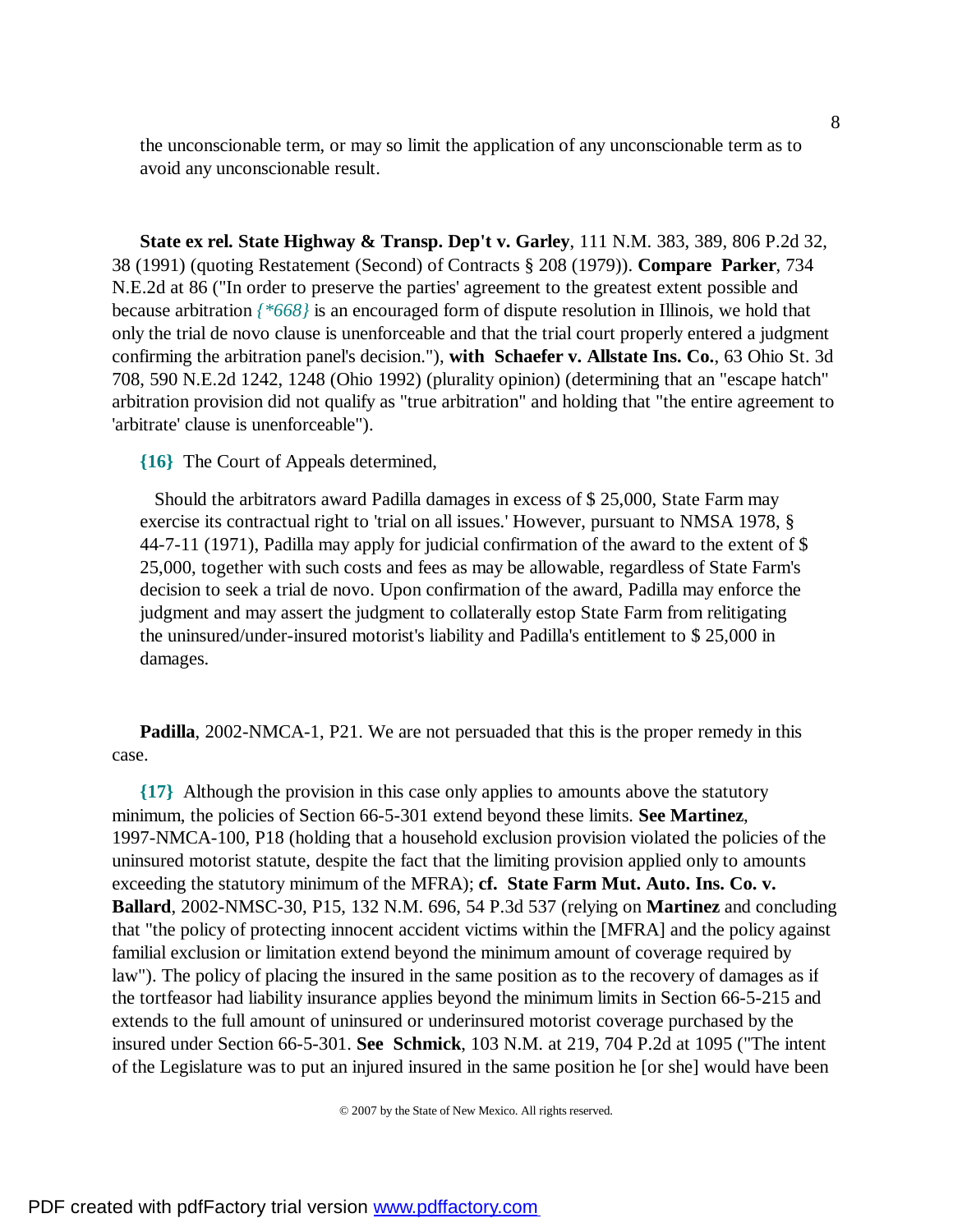the unconscionable term, or may so limit the application of any unconscionable term as to avoid any unconscionable result.

**State ex rel. State Highway & Transp. Dep't v. Garley**, 111 N.M. 383, 389, 806 P.2d 32, 38 (1991) (quoting Restatement (Second) of Contracts § 208 (1979)). **Compare Parker**, 734 N.E.2d at 86 ("In order to preserve the parties' agreement to the greatest extent possible and because arbitration *{*668}* is an encouraged form of dispute resolution in Illinois, we hold that only the trial de novo clause is unenforceable and that the trial court properly entered a judgment confirming the arbitration panel's decision."), **with Schaefer v. Allstate Ins. Co.**, 63 Ohio St. 3d 708, 590 N.E.2d 1242, 1248 (Ohio 1992) (plurality opinion) (determining that an "escape hatch" arbitration provision did not qualify as "true arbitration" and holding that "the entire agreement to 'arbitrate' clause is unenforceable").

**{16}** The Court of Appeals determined,

> Should the arbitrators award Padilla damages in excess of $ 25,000, State Farm may exercise its contractual right to 'trial on all issues.' However, pursuant to NMSA 1978, § 44-7-11 (1971), Padilla may apply for judicial confirmation of the award to the extent of $ 25,000, together with such costs and fees as may be allowable, regardless of State Farm's decision to seek a trial de novo. Upon confirmation of the award, Padilla may enforce the judgment and may assert the judgment to collaterally estop State Farm from relitigating the uninsured/under-insured motorist's liability and Padilla's entitlement to $ 25,000 in damages.

**Padilla**, 2002-NMCA-1, P21. We are not persuaded that this is the proper remedy in this case.

**{17}** Although the provision in this case only applies to amounts above the statutory minimum, the policies of Section 66-5-301 extend beyond these limits. **See Martinez**, 1997-NMCA-100, P18 (holding that a household exclusion provision violated the policies of the uninsured motorist statute, despite the fact that the limiting provision applied only to amounts exceeding the statutory minimum of the MFRA); **cf. State Farm Mut. Auto. Ins. Co. v. Ballard**, 2002-NMSC-30, P15, 132 N.M. 696, 54 P.3d 537 (relying on **Martinez** and concluding that "the policy of protecting innocent accident victims within the [MFRA] and the policy against familial exclusion or limitation extend beyond the minimum amount of coverage required by law"). The policy of placing the insured in the same position as to the recovery of damages as if the tortfeasor had liability insurance applies beyond the minimum limits in Section 66-5-215 and extends to the full amount of uninsured or underinsured motorist coverage purchased by the insured under Section 66-5-301. **See Schmick**, 103 N.M. at 219, 704 P.2d at 1095 ("The intent of the Legislature was to put an injured insured in the same position he [or she] would have been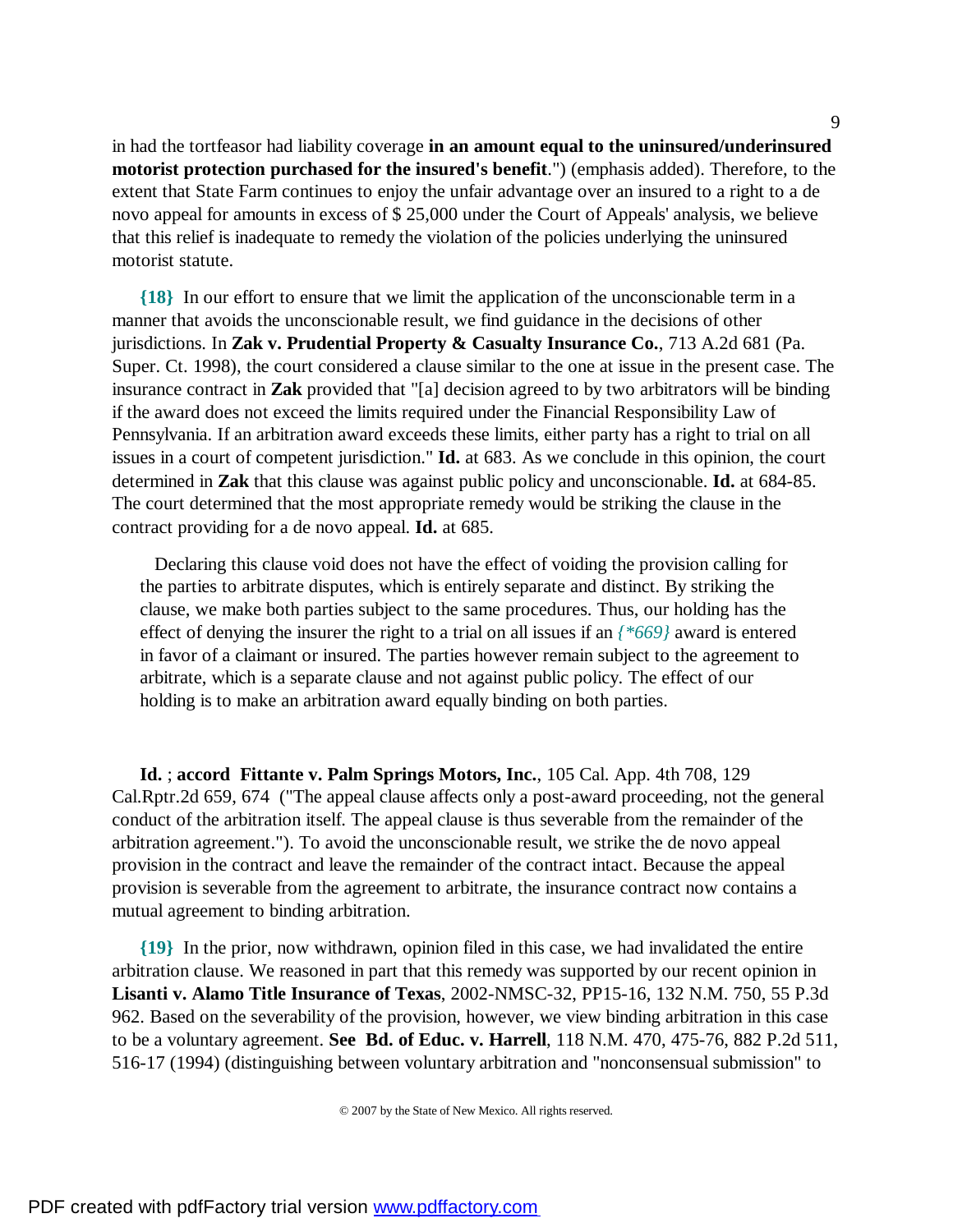in had the tortfeasor had liability coverage **in an amount equal to the uninsured/underinsured motorist protection purchased for the insured's benefit**.") (emphasis added). Therefore, to the extent that State Farm continues to enjoy the unfair advantage over an insured to a right to a de novo appeal for amounts in excess of $ 25,000 under the Court of Appeals' analysis, we believe that this relief is inadequate to remedy the violation of the policies underlying the uninsured motorist statute.

**{18}** In our effort to ensure that we limit the application of the unconscionable term in a manner that avoids the unconscionable result, we find guidance in the decisions of other jurisdictions. In **Zak v. Prudential Property & Casualty Insurance Co.**, 713 A.2d 681 (Pa. Super. Ct. 1998), the court considered a clause similar to the one at issue in the present case. The insurance contract in **Zak** provided that "[a] decision agreed to by two arbitrators will be binding if the award does not exceed the limits required under the Financial Responsibility Law of Pennsylvania. If an arbitration award exceeds these limits, either party has a right to trial on all issues in a court of competent jurisdiction." **Id.** at 683. As we conclude in this opinion, the court determined in **Zak** that this clause was against public policy and unconscionable. **Id.** at 684-85. The court determined that the most appropriate remedy would be striking the clause in the contract providing for a de novo appeal. **Id.** at 685.

> Declaring this clause void does not have the effect of voiding the provision calling for the parties to arbitrate disputes, which is entirely separate and distinct. By striking the clause, we make both parties subject to the same procedures. Thus, our holding has the effect of denying the insurer the right to a trial on all issues if an *{\*669}* award is entered in favor of a claimant or insured. The parties however remain subject to the agreement to arbitrate, which is a separate clause and not against public policy. The effect of our holding is to make an arbitration award equally binding on both parties.

**Id.** ; **accord Fittante v. Palm Springs Motors, Inc.**, 105 Cal. App. 4th 708, 129 Cal.Rptr.2d 659, 674 ("The appeal clause affects only a post-award proceeding, not the general conduct of the arbitration itself. The appeal clause is thus severable from the remainder of the arbitration agreement."). To avoid the unconscionable result, we strike the de novo appeal provision in the contract and leave the remainder of the contract intact. Because the appeal provision is severable from the agreement to arbitrate, the insurance contract now contains a mutual agreement to binding arbitration.

**{19}** In the prior, now withdrawn, opinion filed in this case, we had invalidated the entire arbitration clause. We reasoned in part that this remedy was supported by our recent opinion in **Lisanti v. Alamo Title Insurance of Texas**, 2002-NMSC-32, PP15-16, 132 N.M. 750, 55 P.3d 962. Based on the severability of the provision, however, we view binding arbitration in this case to be a voluntary agreement. **See Bd. of Educ. v. Harrell**, 118 N.M. 470, 475-76, 882 P.2d 511, 516-17 (1994) (distinguishing between voluntary arbitration and "nonconsensual submission" to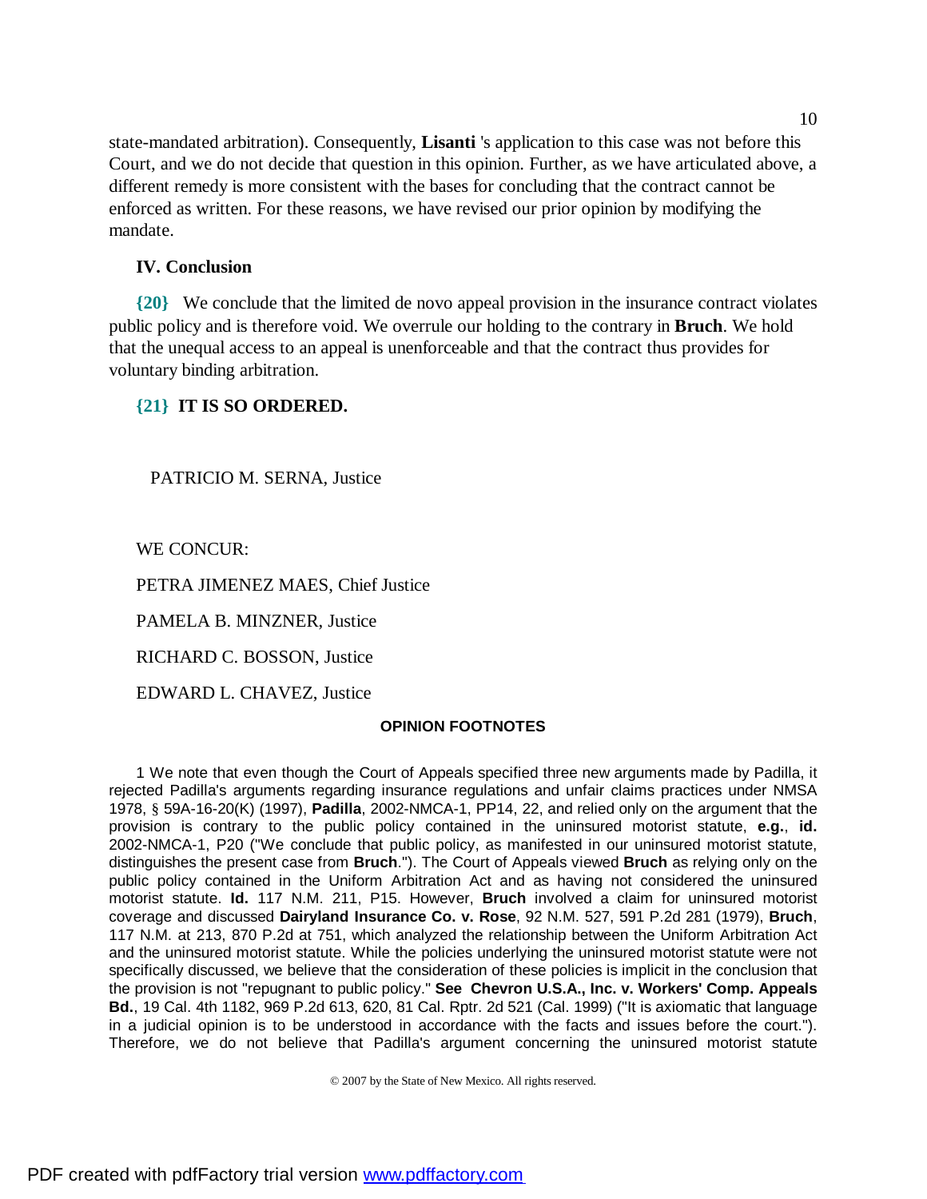state-mandated arbitration). Consequently, **Lisanti** 's application to this case was not before this Court, and we do not decide that question in this opinion. Further, as we have articulated above, a different remedy is more consistent with the bases for concluding that the contract cannot be enforced as written. For these reasons, we have revised our prior opinion by modifying the mandate.

### IV. Conclusion

**{20}** We conclude that the limited de novo appeal provision in the insurance contract violates public policy and is therefore void. We overrule our holding to the contrary in **Bruch**. We hold that the unequal access to an appeal is unenforceable and that the contract thus provides for voluntary binding arbitration.

**{21} IT IS SO ORDERED.**

PATRICIO M. SERNA, Justice

WE CONCUR:

PETRA JIMENEZ MAES, Chief Justice

PAMELA B. MINZNER, Justice

RICHARD C. BOSSON, Justice

EDWARD L. CHAVEZ, Justice

#### OPINION FOOTNOTES

1 We note that even though the Court of Appeals specified three new arguments made by Padilla, it rejected Padilla's arguments regarding insurance regulations and unfair claims practices under NMSA 1978, § 59A-16-20(K) (1997), **Padilla**, 2002-NMCA-1, PP14, 22, and relied only on the argument that the provision is contrary to the public policy contained in the uninsured motorist statute, **e.g.**, **id.** 2002-NMCA-1, P20 ("We conclude that public policy, as manifested in our uninsured motorist statute, distinguishes the present case from **Bruch**."). The Court of Appeals viewed **Bruch** as relying only on the public policy contained in the Uniform Arbitration Act and as having not considered the uninsured motorist statute. **Id.** 117 N.M. 211, P15. However, **Bruch** involved a claim for uninsured motorist coverage and discussed **Dairyland Insurance Co. v. Rose**, 92 N.M. 527, 591 P.2d 281 (1979), **Bruch**, 117 N.M. at 213, 870 P.2d at 751, which analyzed the relationship between the Uniform Arbitration Act and the uninsured motorist statute. While the policies underlying the uninsured motorist statute were not specifically discussed, we believe that the consideration of these policies is implicit in the conclusion that the provision is not "repugnant to public policy." **See Chevron U.S.A., Inc. v. Workers' Comp. Appeals Bd.**, 19 Cal. 4th 1182, 969 P.2d 613, 620, 81 Cal. Rptr. 2d 521 (Cal. 1999) ("It is axiomatic that language in a judicial opinion is to be understood in accordance with the facts and issues before the court."). Therefore, we do not believe that Padilla's argument concerning the uninsured motorist statute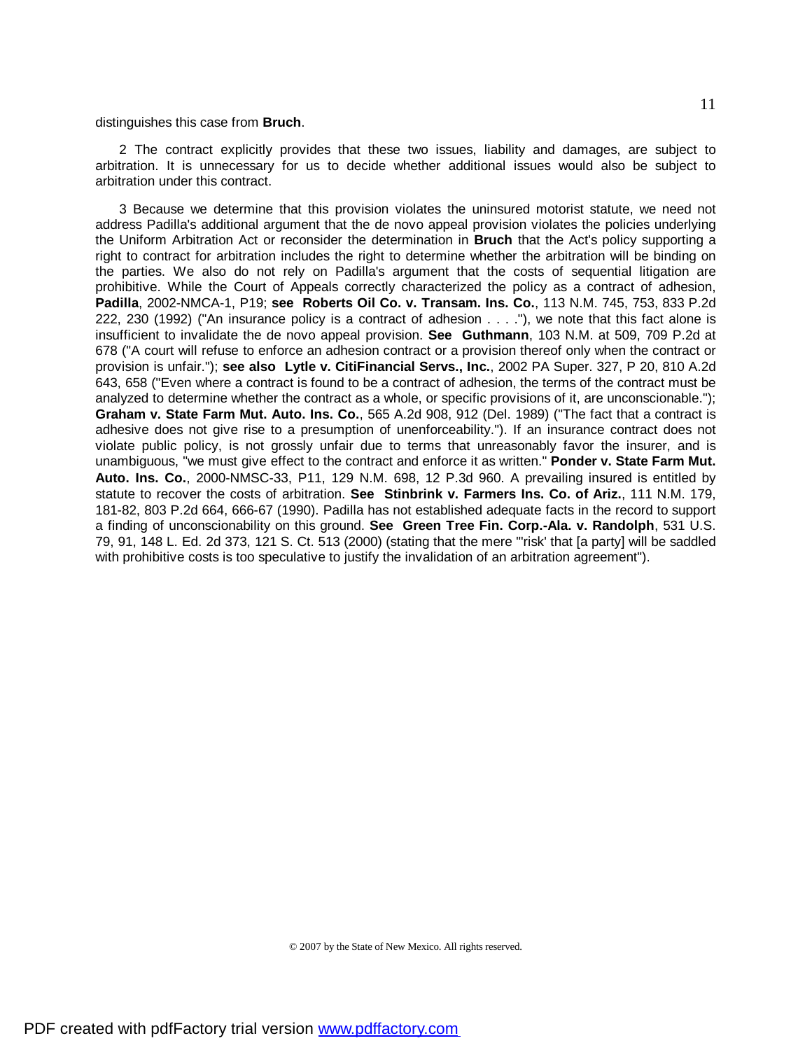distinguishes this case from **Bruch**.

2 The contract explicitly provides that these two issues, liability and damages, are subject to arbitration. It is unnecessary for us to decide whether additional issues would also be subject to arbitration under this contract.

3 Because we determine that this provision violates the uninsured motorist statute, we need not address Padilla's additional argument that the de novo appeal provision violates the policies underlying the Uniform Arbitration Act or reconsider the determination in **Bruch** that the Act's policy supporting a right to contract for arbitration includes the right to determine whether the arbitration will be binding on the parties. We also do not rely on Padilla's argument that the costs of sequential litigation are prohibitive. While the Court of Appeals correctly characterized the policy as a contract of adhesion, **Padilla**, 2002-NMCA-1, P19; **see Roberts Oil Co. v. Transam. Ins. Co.**, 113 N.M. 745, 753, 833 P.2d 222, 230 (1992) ("An insurance policy is a contract of adhesion . . . ."), we note that this fact alone is insufficient to invalidate the de novo appeal provision. **See Guthmann**, 103 N.M. at 509, 709 P.2d at 678 ("A court will refuse to enforce an adhesion contract or a provision thereof only when the contract or provision is unfair."); **see also Lytle v. CitiFinancial Servs., Inc.**, 2002 PA Super. 327, P 20, 810 A.2d 643, 658 ("Even where a contract is found to be a contract of adhesion, the terms of the contract must be analyzed to determine whether the contract as a whole, or specific provisions of it, are unconscionable."); **Graham v. State Farm Mut. Auto. Ins. Co.**, 565 A.2d 908, 912 (Del. 1989) ("The fact that a contract is adhesive does not give rise to a presumption of unenforceability."). If an insurance contract does not violate public policy, is not grossly unfair due to terms that unreasonably favor the insurer, and is unambiguous, "we must give effect to the contract and enforce it as written." **Ponder v. State Farm Mut. Auto. Ins. Co.**, 2000-NMSC-33, P11, 129 N.M. 698, 12 P.3d 960. A prevailing insured is entitled by statute to recover the costs of arbitration. **See Stinbrink v. Farmers Ins. Co. of Ariz.**, 111 N.M. 179, 181-82, 803 P.2d 664, 666-67 (1990). Padilla has not established adequate facts in the record to support a finding of unconscionability on this ground. **See Green Tree Fin. Corp.-Ala. v. Randolph**, 531 U.S. 79, 91, 148 L. Ed. 2d 373, 121 S. Ct. 513 (2000) (stating that the mere "'risk' that [a party] will be saddled with prohibitive costs is too speculative to justify the invalidation of an arbitration agreement").